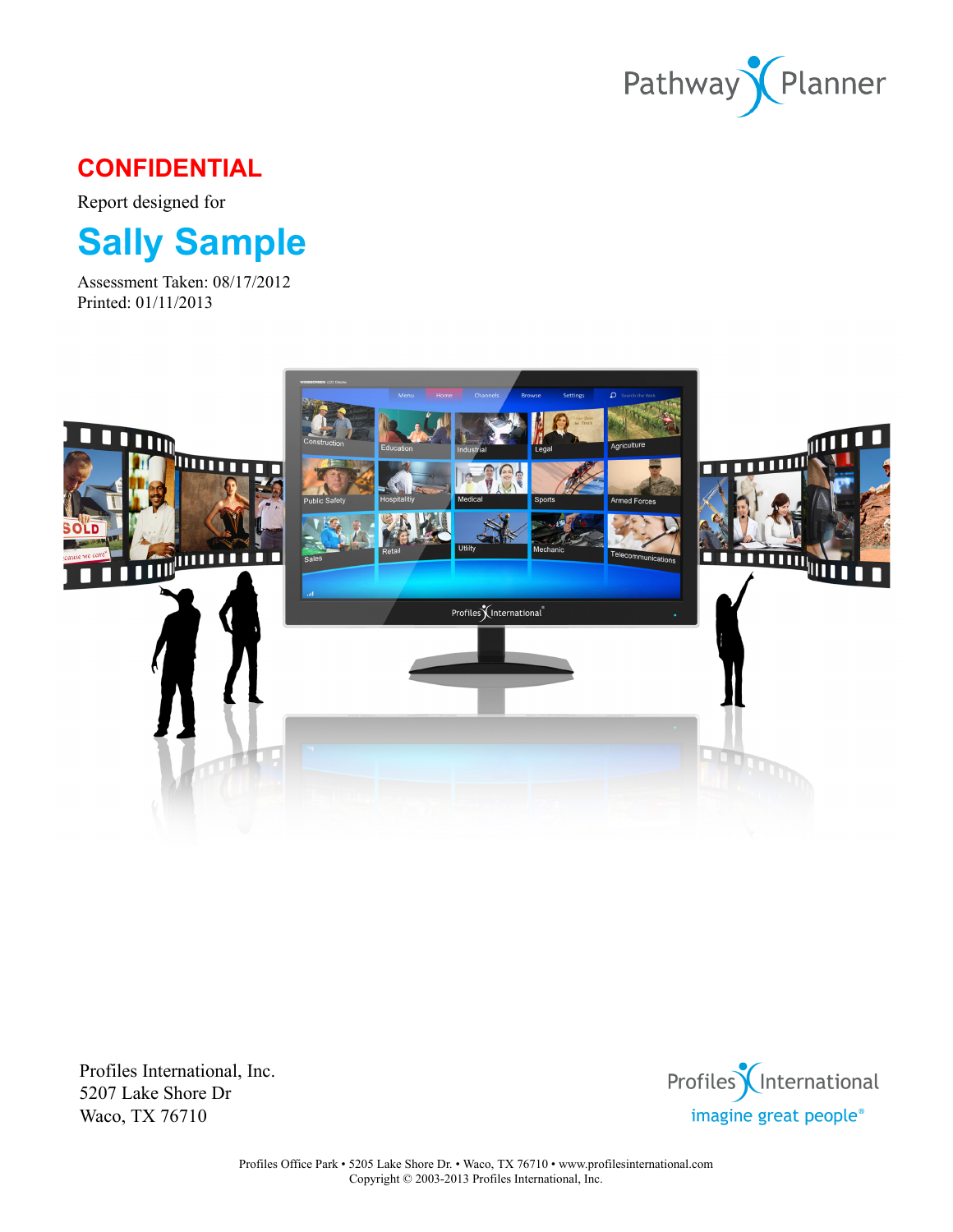Pathway Planner

**CONFIDENTIAL**

Report designed for

# Sally Sample

Assessment Taken: 08/17/2012
Printed: 01/11/2013

Profiles International, Inc.
5207 Lake Shore Dr
Waco, TX 76710

Profiles International
imagine great people®

Profiles Office Park • 5205 Lake Shore Dr. • Waco, TX 76710 • www.profilesinternational.com
Copyright © 2003-2013 Profiles International, Inc.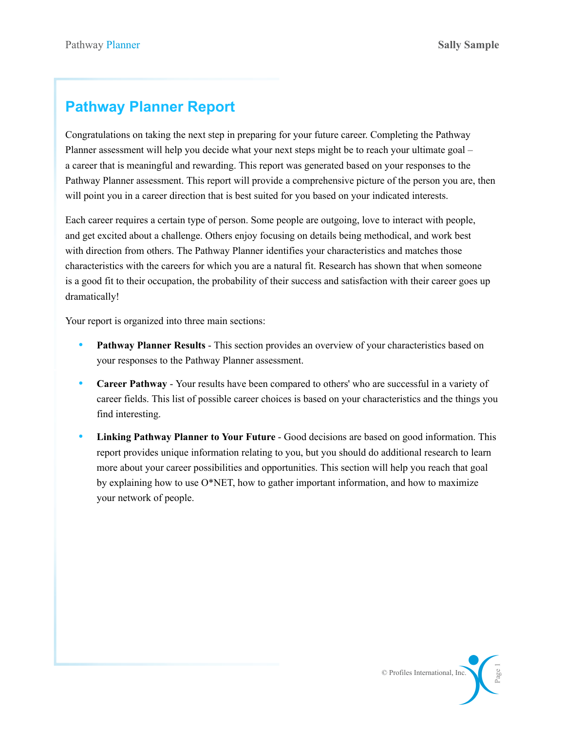# Pathway Planner Report

Congratulations on taking the next step in preparing for your future career. Completing the Pathway Planner assessment will help you decide what your next steps might be to reach your ultimate goal – a career that is meaningful and rewarding. This report was generated based on your responses to the Pathway Planner assessment. This report will provide a comprehensive picture of the person you are, then will point you in a career direction that is best suited for you based on your indicated interests.

Each career requires a certain type of person. Some people are outgoing, love to interact with people, and get excited about a challenge. Others enjoy focusing on details being methodical, and work best with direction from others. The Pathway Planner identifies your characteristics and matches those characteristics with the careers for which you are a natural fit. Research has shown that when someone is a good fit to their occupation, the probability of their success and satisfaction with their career goes up dramatically!

Your report is organized into three main sections:

- **Pathway Planner Results** - This section provides an overview of your characteristics based on your responses to the Pathway Planner assessment.
- **Career Pathway** - Your results have been compared to others' who are successful in a variety of career fields. This list of possible career choices is based on your characteristics and the things you find interesting.
- **Linking Pathway Planner to Your Future** - Good decisions are based on good information. This report provides unique information relating to you, but you should do additional research to learn more about your career possibilities and opportunities. This section will help you reach that goal by explaining how to use O*NET, how to gather important information, and how to maximize your network of people.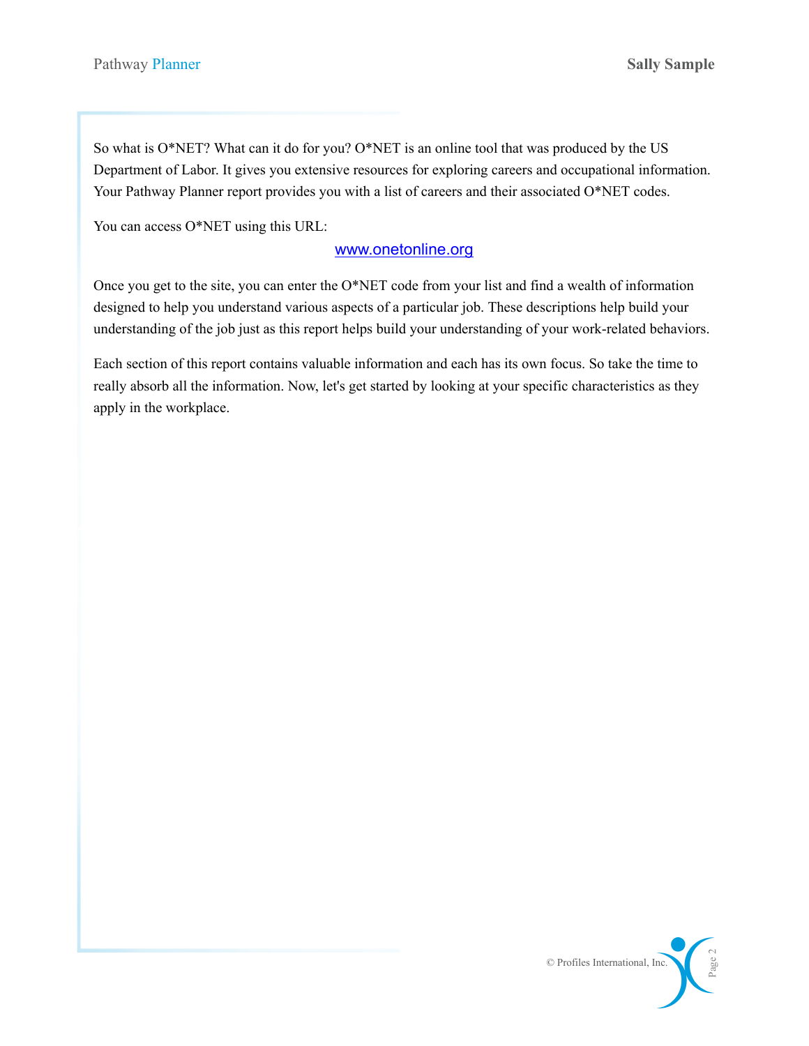So what is O*NET? What can it do for you? O*NET is an online tool that was produced by the US Department of Labor. It gives you extensive resources for exploring careers and occupational information. Your Pathway Planner report provides you with a list of careers and their associated O*NET codes.

You can access O*NET using this URL:

www.onetonline.org

Once you get to the site, you can enter the O*NET code from your list and find a wealth of information designed to help you understand various aspects of a particular job. These descriptions help build your understanding of the job just as this report helps build your understanding of your work-related behaviors.

Each section of this report contains valuable information and each has its own focus. So take the time to really absorb all the information. Now, let's get started by looking at your specific characteristics as they apply in the workplace.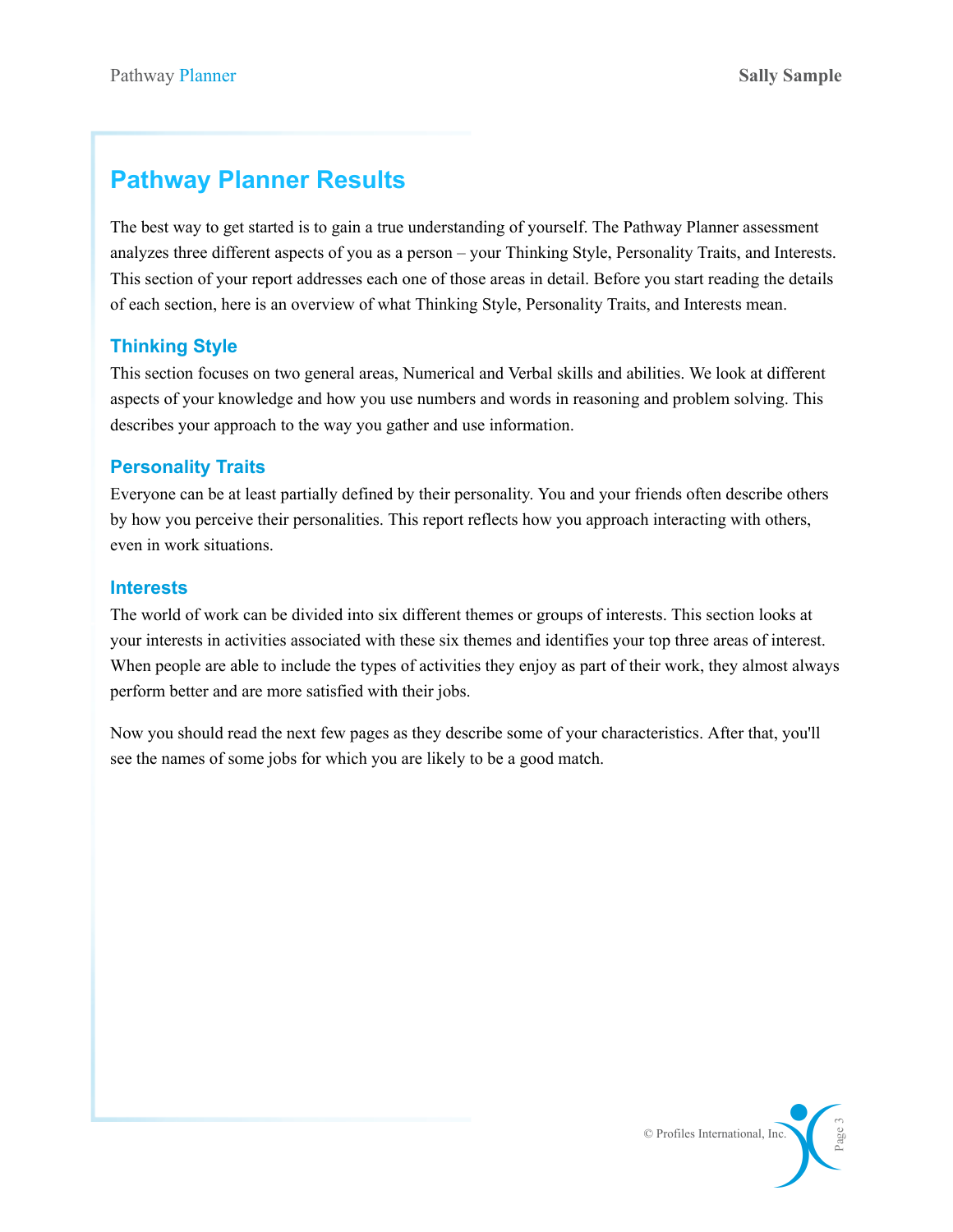# Pathway Planner Results

The best way to get started is to gain a true understanding of yourself. The Pathway Planner assessment analyzes three different aspects of you as a person – your Thinking Style, Personality Traits, and Interests. This section of your report addresses each one of those areas in detail. Before you start reading the details of each section, here is an overview of what Thinking Style, Personality Traits, and Interests mean.

## Thinking Style

This section focuses on two general areas, Numerical and Verbal skills and abilities. We look at different aspects of your knowledge and how you use numbers and words in reasoning and problem solving. This describes your approach to the way you gather and use information.

## Personality Traits

Everyone can be at least partially defined by their personality. You and your friends often describe others by how you perceive their personalities. This report reflects how you approach interacting with others, even in work situations.

## Interests

The world of work can be divided into six different themes or groups of interests. This section looks at your interests in activities associated with these six themes and identifies your top three areas of interest. When people are able to include the types of activities they enjoy as part of their work, they almost always perform better and are more satisfied with their jobs.

Now you should read the next few pages as they describe some of your characteristics. After that, you'll see the names of some jobs for which you are likely to be a good match.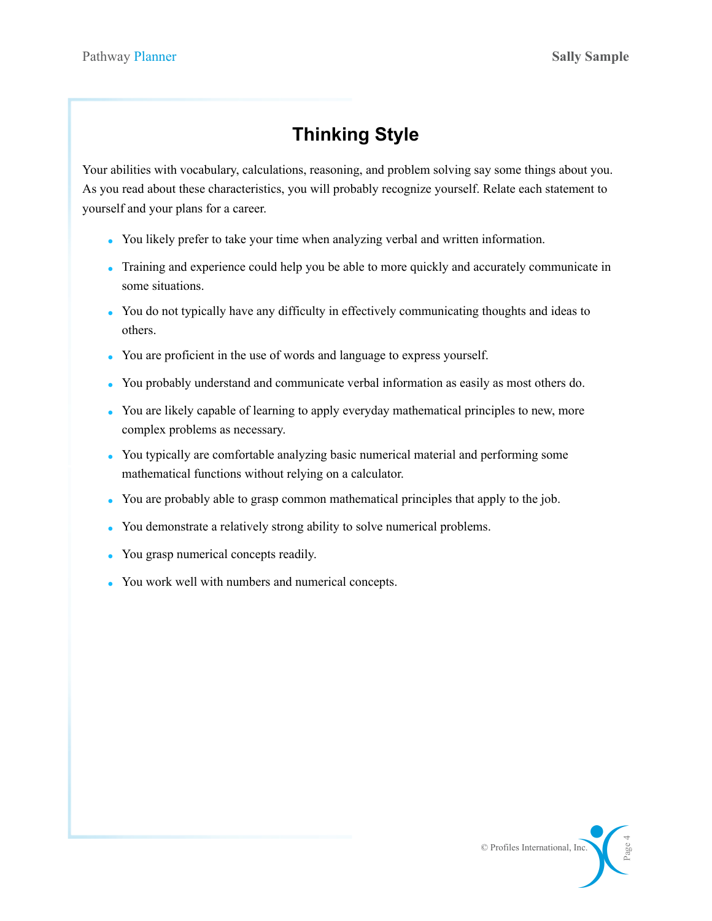# Thinking Style

Your abilities with vocabulary, calculations, reasoning, and problem solving say some things about you. As you read about these characteristics, you will probably recognize yourself. Relate each statement to yourself and your plans for a career.

- You likely prefer to take your time when analyzing verbal and written information.
- Training and experience could help you be able to more quickly and accurately communicate in some situations.
- You do not typically have any difficulty in effectively communicating thoughts and ideas to others.
- You are proficient in the use of words and language to express yourself.
- You probably understand and communicate verbal information as easily as most others do.
- You are likely capable of learning to apply everyday mathematical principles to new, more complex problems as necessary.
- You typically are comfortable analyzing basic numerical material and performing some mathematical functions without relying on a calculator.
- You are probably able to grasp common mathematical principles that apply to the job.
- You demonstrate a relatively strong ability to solve numerical problems.
- You grasp numerical concepts readily.
- You work well with numbers and numerical concepts.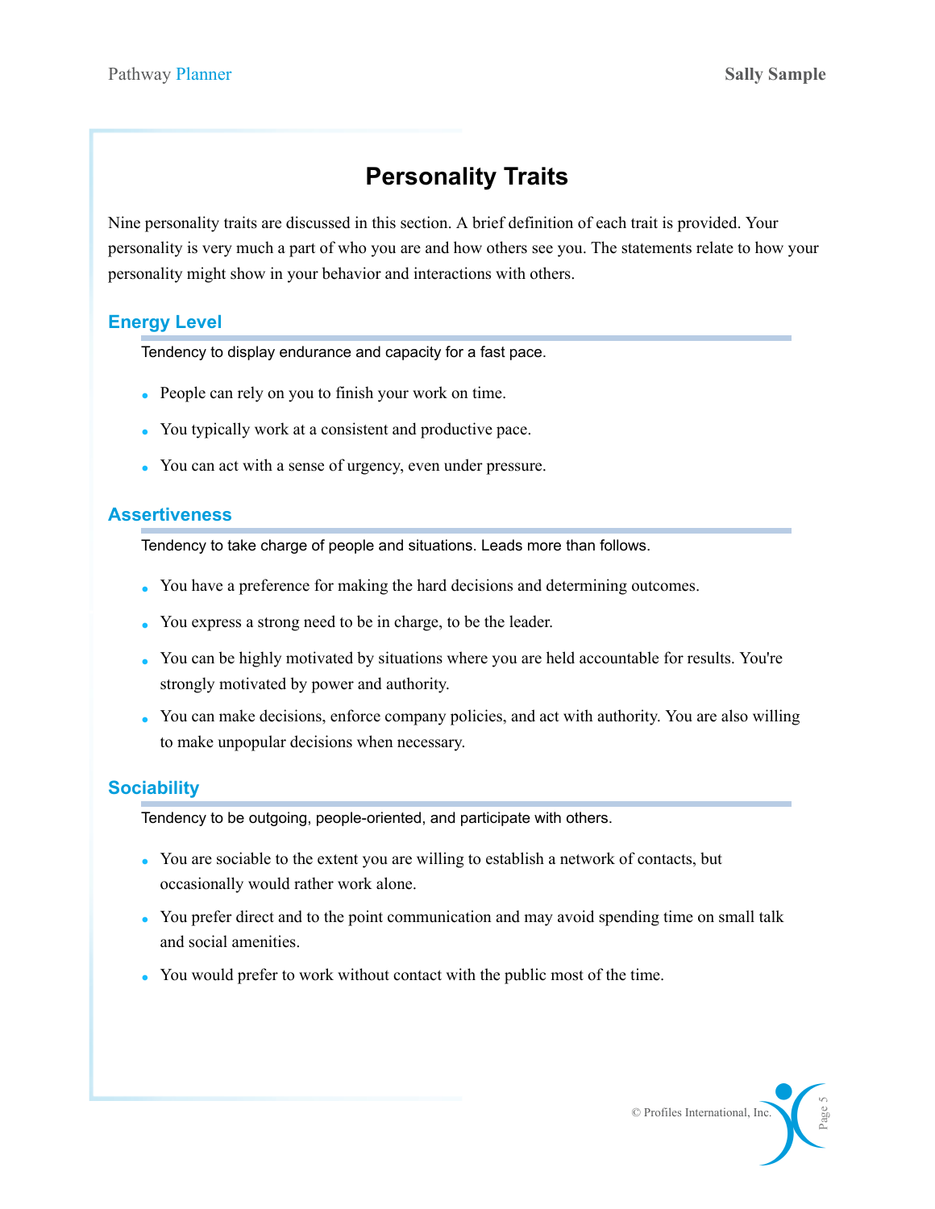# Personality Traits

Nine personality traits are discussed in this section. A brief definition of each trait is provided. Your personality is very much a part of who you are and how others see you. The statements relate to how your personality might show in your behavior and interactions with others.

## Energy Level

Tendency to display endurance and capacity for a fast pace.

- People can rely on you to finish your work on time.
- You typically work at a consistent and productive pace.
- You can act with a sense of urgency, even under pressure.

## Assertiveness

Tendency to take charge of people and situations. Leads more than follows.

- You have a preference for making the hard decisions and determining outcomes.
- You express a strong need to be in charge, to be the leader.
- You can be highly motivated by situations where you are held accountable for results. You're strongly motivated by power and authority.
- You can make decisions, enforce company policies, and act with authority. You are also willing to make unpopular decisions when necessary.

## Sociability

Tendency to be outgoing, people-oriented, and participate with others.

- You are sociable to the extent you are willing to establish a network of contacts, but occasionally would rather work alone.
- You prefer direct and to the point communication and may avoid spending time on small talk and social amenities.
- You would prefer to work without contact with the public most of the time.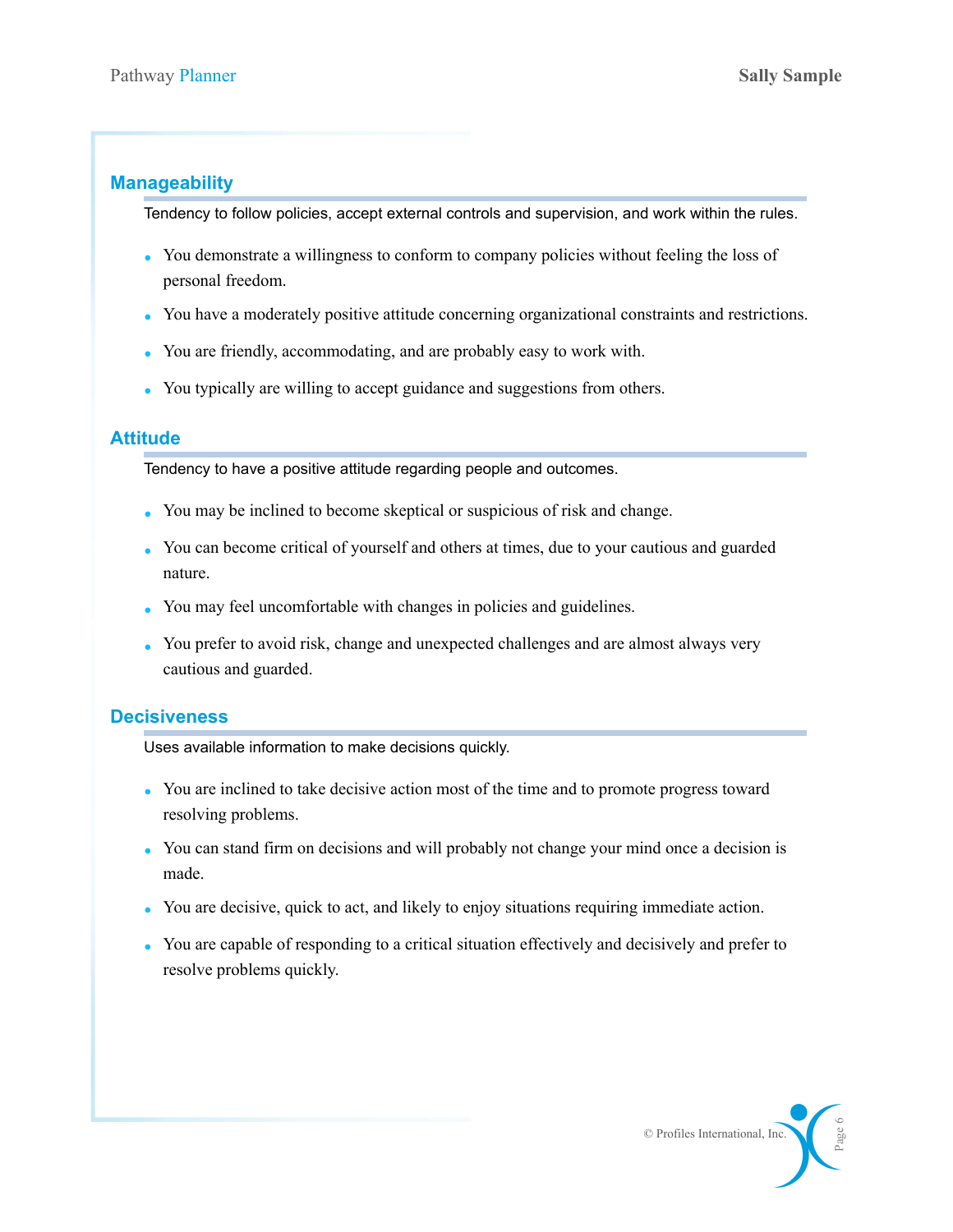## Manageability

Tendency to follow policies, accept external controls and supervision, and work within the rules.

- You demonstrate a willingness to conform to company policies without feeling the loss of personal freedom.
- You have a moderately positive attitude concerning organizational constraints and restrictions.
- You are friendly, accommodating, and are probably easy to work with.
- You typically are willing to accept guidance and suggestions from others.

## Attitude

Tendency to have a positive attitude regarding people and outcomes.

- You may be inclined to become skeptical or suspicious of risk and change.
- You can become critical of yourself and others at times, due to your cautious and guarded nature.
- You may feel uncomfortable with changes in policies and guidelines.
- You prefer to avoid risk, change and unexpected challenges and are almost always very cautious and guarded.

## Decisiveness

Uses available information to make decisions quickly.

- You are inclined to take decisive action most of the time and to promote progress toward resolving problems.
- You can stand firm on decisions and will probably not change your mind once a decision is made.
- You are decisive, quick to act, and likely to enjoy situations requiring immediate action.
- You are capable of responding to a critical situation effectively and decisively and prefer to resolve problems quickly.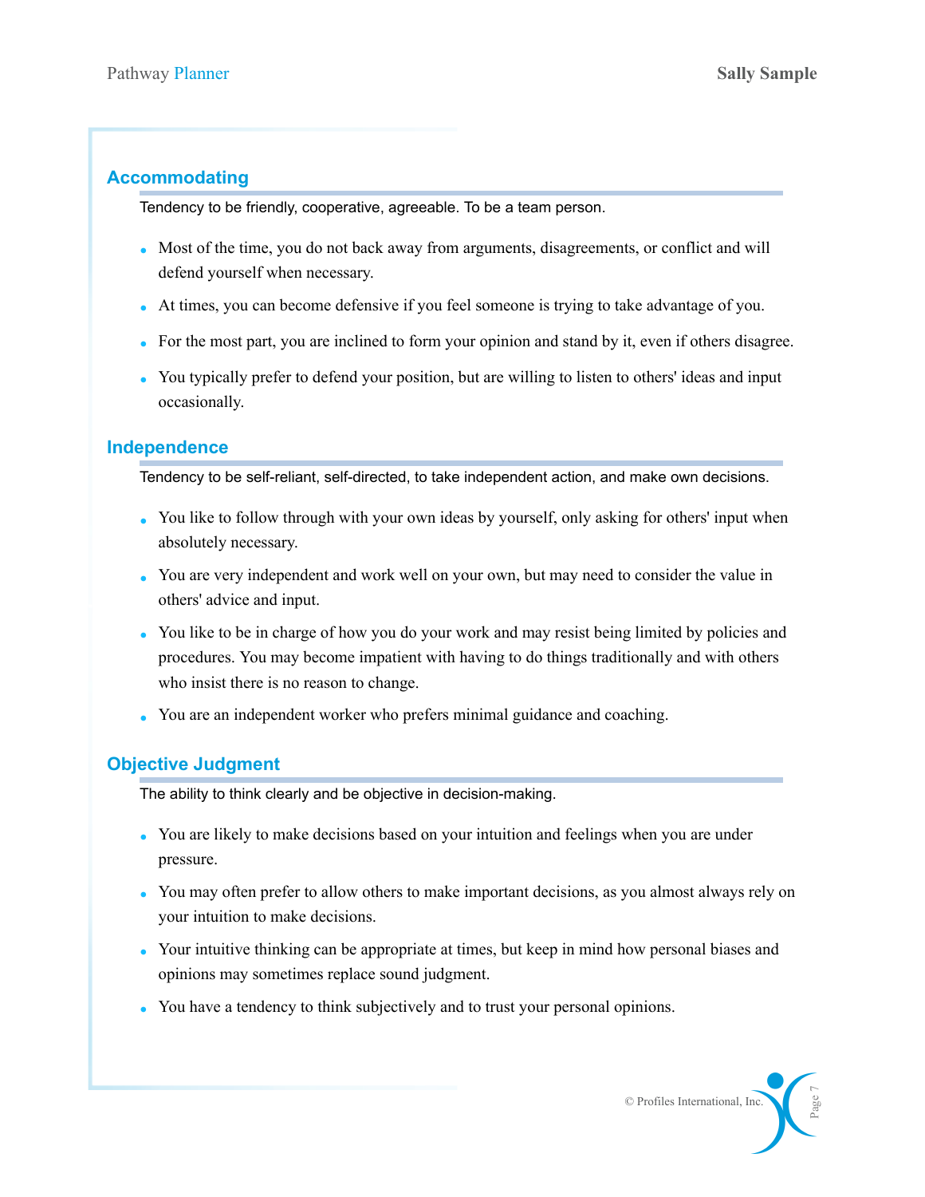## Accommodating

Tendency to be friendly, cooperative, agreeable. To be a team person.

- Most of the time, you do not back away from arguments, disagreements, or conflict and will defend yourself when necessary.
- At times, you can become defensive if you feel someone is trying to take advantage of you.
- For the most part, you are inclined to form your opinion and stand by it, even if others disagree.
- You typically prefer to defend your position, but are willing to listen to others' ideas and input occasionally.

## Independence

Tendency to be self-reliant, self-directed, to take independent action, and make own decisions.

- You like to follow through with your own ideas by yourself, only asking for others' input when absolutely necessary.
- You are very independent and work well on your own, but may need to consider the value in others' advice and input.
- You like to be in charge of how you do your work and may resist being limited by policies and procedures. You may become impatient with having to do things traditionally and with others who insist there is no reason to change.
- You are an independent worker who prefers minimal guidance and coaching.

## Objective Judgment

The ability to think clearly and be objective in decision-making.

- You are likely to make decisions based on your intuition and feelings when you are under pressure.
- You may often prefer to allow others to make important decisions, as you almost always rely on your intuition to make decisions.
- Your intuitive thinking can be appropriate at times, but keep in mind how personal biases and opinions may sometimes replace sound judgment.
- You have a tendency to think subjectively and to trust your personal opinions.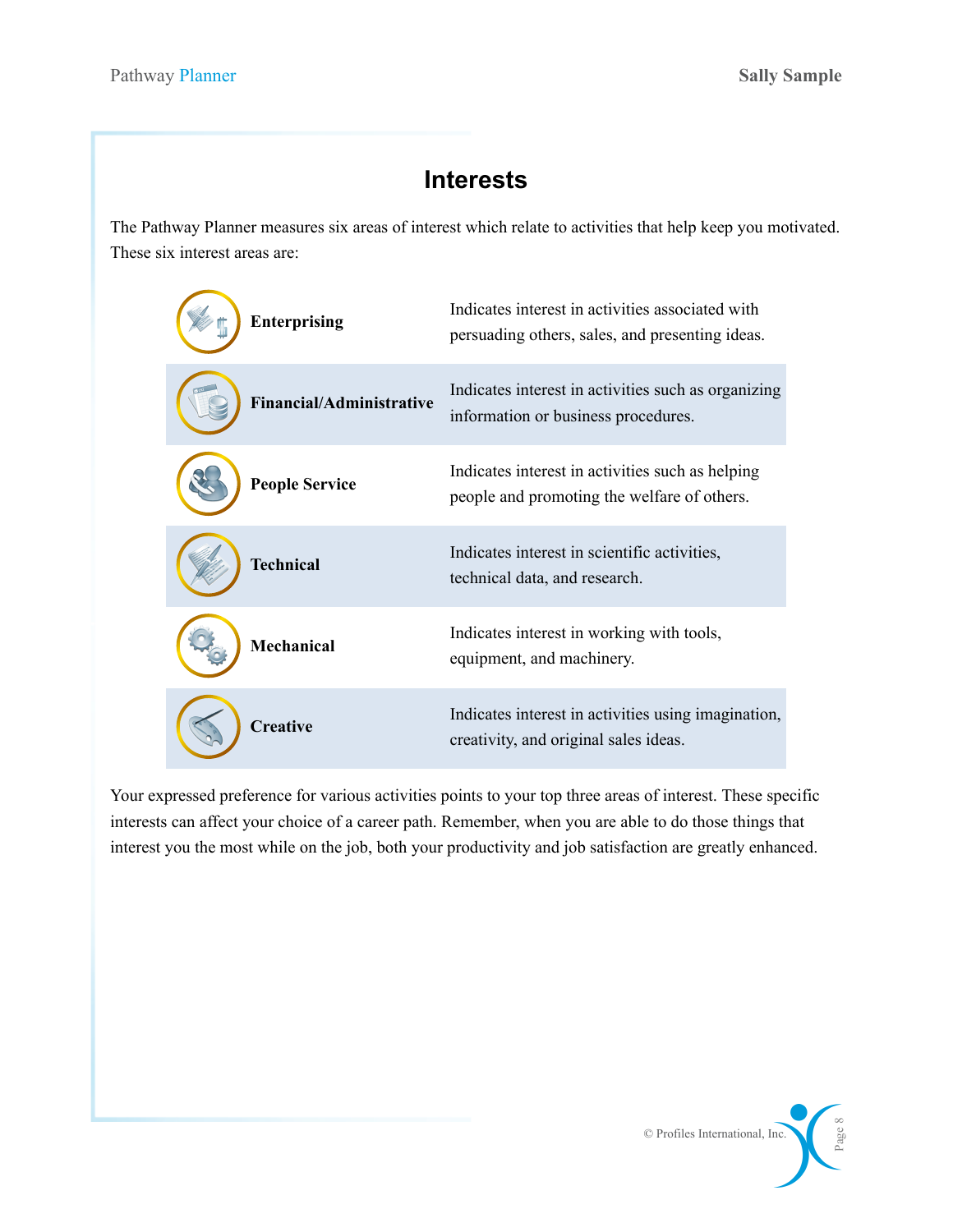# Interests

The Pathway Planner measures six areas of interest which relate to activities that help keep you motivated. These six interest areas are:

| Interest Area | Description |
|---|---|
| **Enterprising** | Indicates interest in activities associated with persuading others, sales, and presenting ideas. |
| **Financial/Administrative** | Indicates interest in activities such as organizing information or business procedures. |
| **People Service** | Indicates interest in activities such as helping people and promoting the welfare of others. |
| **Technical** | Indicates interest in scientific activities, technical data, and research. |
| **Mechanical** | Indicates interest in working with tools, equipment, and machinery. |
| **Creative** | Indicates interest in activities using imagination, creativity, and original sales ideas. |

Your expressed preference for various activities points to your top three areas of interest. These specific interests can affect your choice of a career path. Remember, when you are able to do those things that interest you the most while on the job, both your productivity and job satisfaction are greatly enhanced.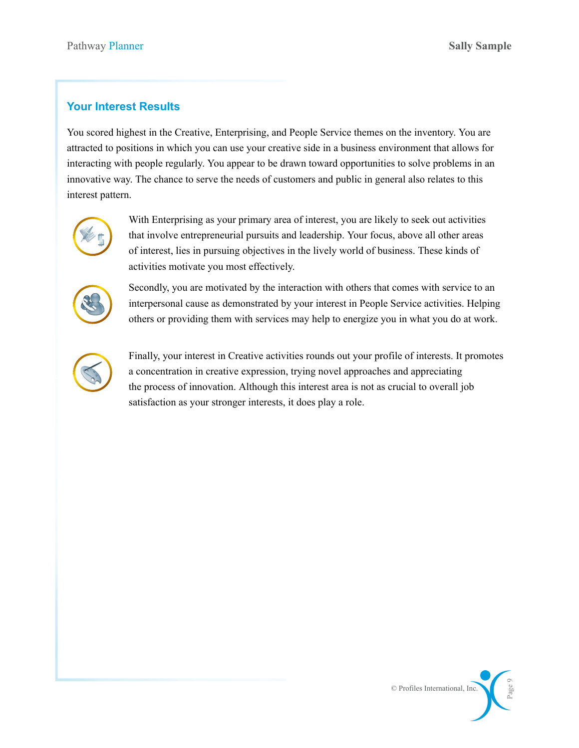## Your Interest Results

You scored highest in the Creative, Enterprising, and People Service themes on the inventory. You are attracted to positions in which you can use your creative side in a business environment that allows for interacting with people regularly. You appear to be drawn toward opportunities to solve problems in an innovative way. The chance to serve the needs of customers and public in general also relates to this interest pattern.

With Enterprising as your primary area of interest, you are likely to seek out activities that involve entrepreneurial pursuits and leadership. Your focus, above all other areas of interest, lies in pursuing objectives in the lively world of business. These kinds of activities motivate you most effectively.

Secondly, you are motivated by the interaction with others that comes with service to an interpersonal cause as demonstrated by your interest in People Service activities. Helping others or providing them with services may help to energize you in what you do at work.

Finally, your interest in Creative activities rounds out your profile of interests. It promotes a concentration in creative expression, trying novel approaches and appreciating the process of innovation. Although this interest area is not as crucial to overall job satisfaction as your stronger interests, it does play a role.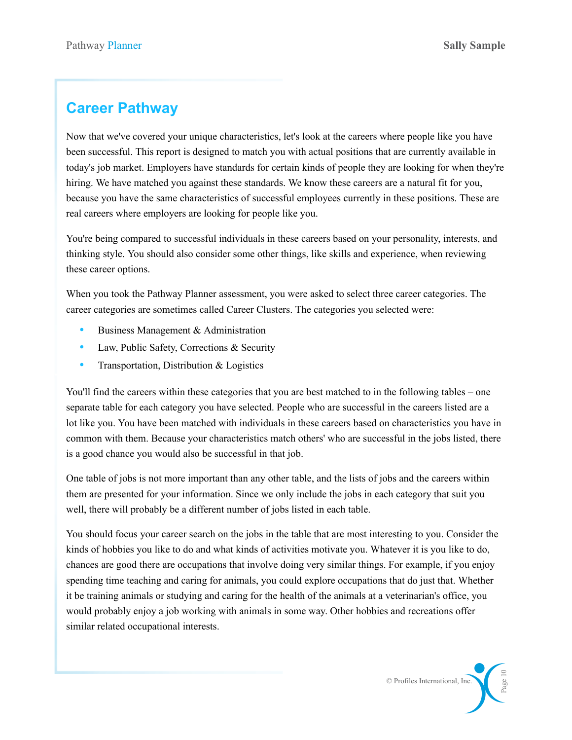## Career Pathway

Now that we've covered your unique characteristics, let's look at the careers where people like you have been successful. This report is designed to match you with actual positions that are currently available in today's job market. Employers have standards for certain kinds of people they are looking for when they're hiring. We have matched you against these standards. We know these careers are a natural fit for you, because you have the same characteristics of successful employees currently in these positions. These are real careers where employers are looking for people like you.

You're being compared to successful individuals in these careers based on your personality, interests, and thinking style. You should also consider some other things, like skills and experience, when reviewing these career options.

When you took the Pathway Planner assessment, you were asked to select three career categories. The career categories are sometimes called Career Clusters. The categories you selected were:

- Business Management & Administration
- Law, Public Safety, Corrections & Security
- Transportation, Distribution & Logistics

You'll find the careers within these categories that you are best matched to in the following tables – one separate table for each category you have selected. People who are successful in the careers listed are a lot like you. You have been matched with individuals in these careers based on characteristics you have in common with them. Because your characteristics match others' who are successful in the jobs listed, there is a good chance you would also be successful in that job.

One table of jobs is not more important than any other table, and the lists of jobs and the careers within them are presented for your information. Since we only include the jobs in each category that suit you well, there will probably be a different number of jobs listed in each table.

You should focus your career search on the jobs in the table that are most interesting to you. Consider the kinds of hobbies you like to do and what kinds of activities motivate you. Whatever it is you like to do, chances are good there are occupations that involve doing very similar things. For example, if you enjoy spending time teaching and caring for animals, you could explore occupations that do just that. Whether it be training animals or studying and caring for the health of the animals at a veterinarian's office, you would probably enjoy a job working with animals in some way. Other hobbies and recreations offer similar related occupational interests.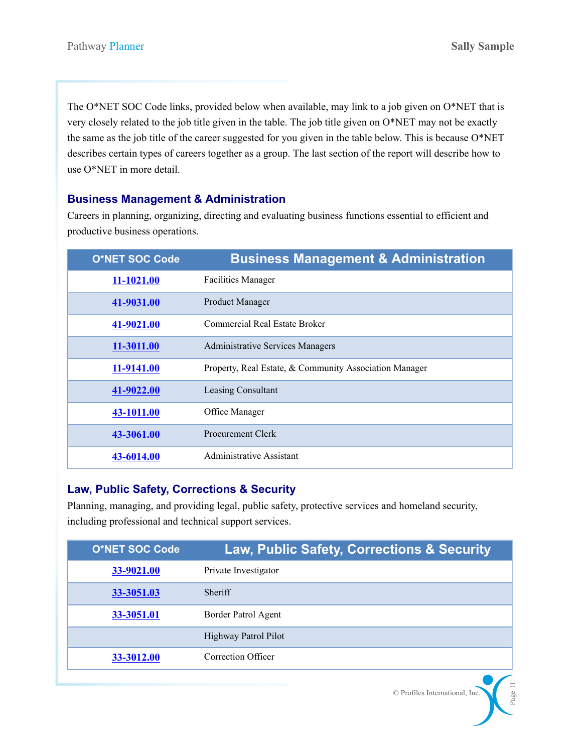The O*NET SOC Code links, provided below when available, may link to a job given on O*NET that is very closely related to the job title given in the table. The job title given on O*NET may not be exactly the same as the job title of the career suggested for you given in the table below. This is because O*NET describes certain types of careers together as a group. The last section of the report will describe how to use O*NET in more detail.

## Business Management & Administration

Careers in planning, organizing, directing and evaluating business functions essential to efficient and productive business operations.

| O*NET SOC Code | Business Management & Administration |
|---|---|
| 11-1021.00 | Facilities Manager |
| 41-9031.00 | Product Manager |
| 41-9021.00 | Commercial Real Estate Broker |
| 11-3011.00 | Administrative Services Managers |
| 11-9141.00 | Property, Real Estate, & Community Association Manager |
| 41-9022.00 | Leasing Consultant |
| 43-1011.00 | Office Manager |
| 43-3061.00 | Procurement Clerk |
| 43-6014.00 | Administrative Assistant |

## Law, Public Safety, Corrections & Security

Planning, managing, and providing legal, public safety, protective services and homeland security, including professional and technical support services.

| O*NET SOC Code | Law, Public Safety, Corrections & Security |
|---|---|
| 33-9021.00 | Private Investigator |
| 33-3051.03 | Sheriff |
| 33-3051.01 | Border Patrol Agent |
| | Highway Patrol Pilot |
| 33-3012.00 | Correction Officer |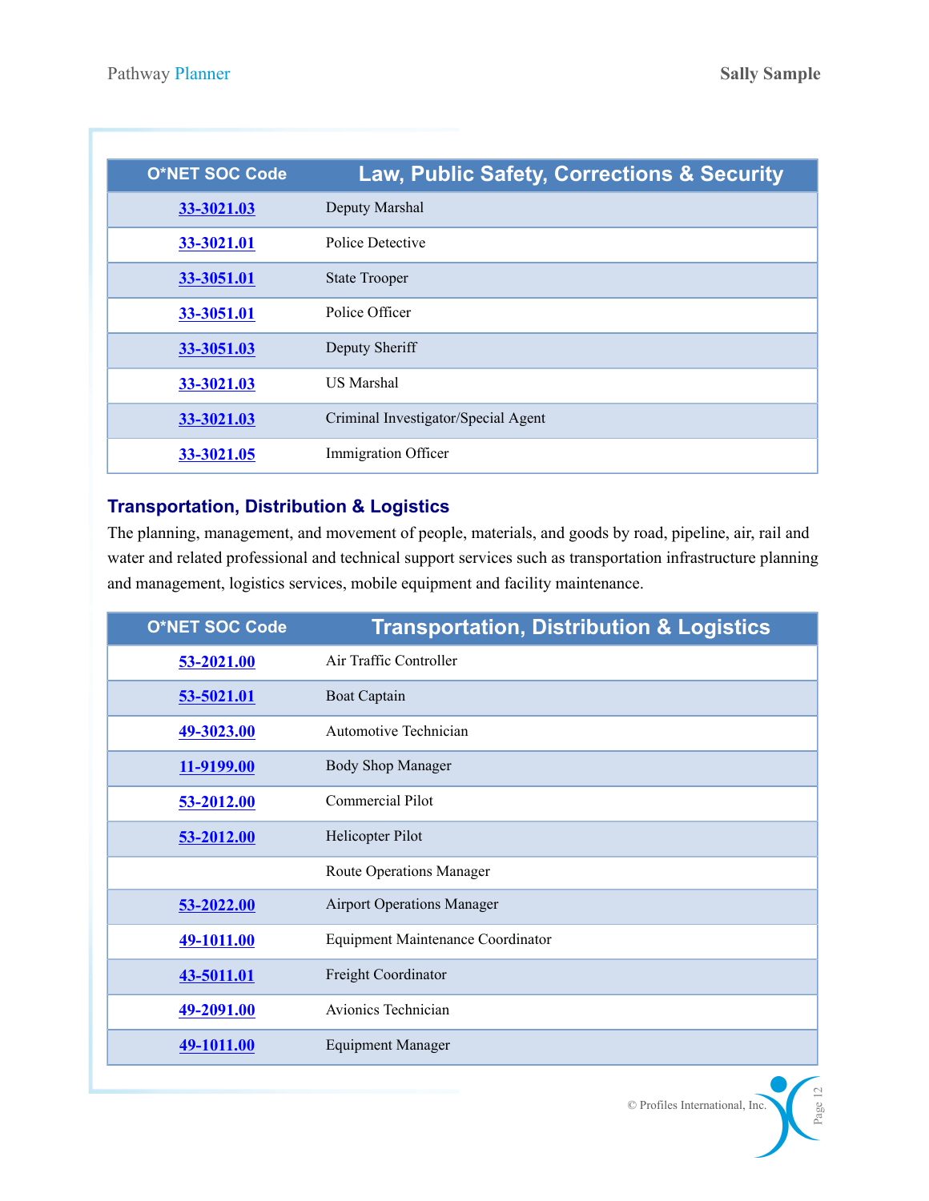| O*NET SOC Code | Law, Public Safety, Corrections & Security |
|---|---|
| 33-3021.03 | Deputy Marshal |
| 33-3021.01 | Police Detective |
| 33-3051.01 | State Trooper |
| 33-3051.01 | Police Officer |
| 33-3051.03 | Deputy Sheriff |
| 33-3021.03 | US Marshal |
| 33-3021.03 | Criminal Investigator/Special Agent |
| 33-3021.05 | Immigration Officer |

### Transportation, Distribution & Logistics

The planning, management, and movement of people, materials, and goods by road, pipeline, air, rail and water and related professional and technical support services such as transportation infrastructure planning and management, logistics services, mobile equipment and facility maintenance.

| O*NET SOC Code | Transportation, Distribution & Logistics |
|---|---|
| 53-2021.00 | Air Traffic Controller |
| 53-5021.01 | Boat Captain |
| 49-3023.00 | Automotive Technician |
| 11-9199.00 | Body Shop Manager |
| 53-2012.00 | Commercial Pilot |
| 53-2012.00 | Helicopter Pilot |
| | Route Operations Manager |
| 53-2022.00 | Airport Operations Manager |
| 49-1011.00 | Equipment Maintenance Coordinator |
| 43-5011.01 | Freight Coordinator |
| 49-2091.00 | Avionics Technician |
| 49-1011.00 | Equipment Manager |

© Profiles International, Inc.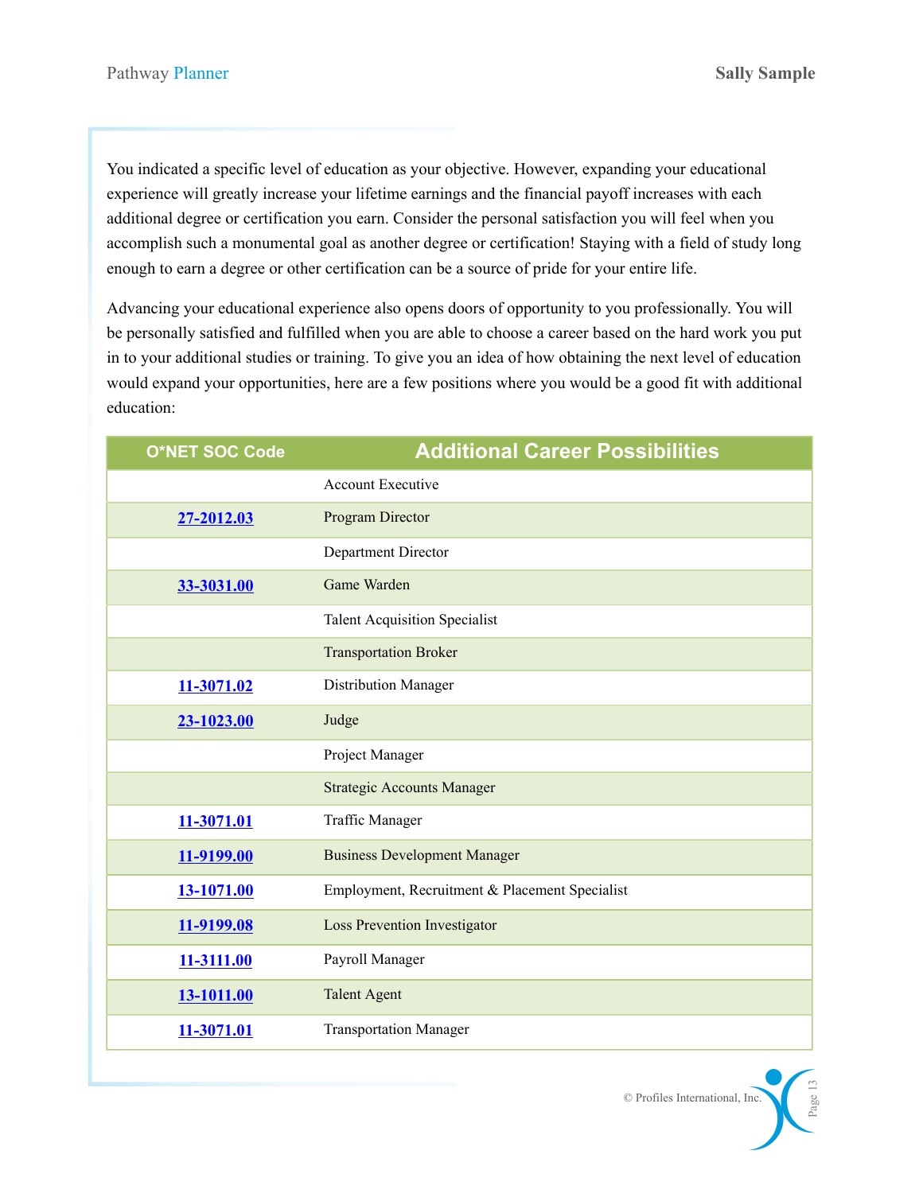You indicated a specific level of education as your objective. However, expanding your educational experience will greatly increase your lifetime earnings and the financial payoff increases with each additional degree or certification you earn. Consider the personal satisfaction you will feel when you accomplish such a monumental goal as another degree or certification! Staying with a field of study long enough to earn a degree or other certification can be a source of pride for your entire life.

Advancing your educational experience also opens doors of opportunity to you professionally. You will be personally satisfied and fulfilled when you are able to choose a career based on the hard work you put in to your additional studies or training. To give you an idea of how obtaining the next level of education would expand your opportunities, here are a few positions where you would be a good fit with additional education:

| O*NET SOC Code | Additional Career Possibilities |
|---|---|
| | Account Executive |
| 27-2012.03 | Program Director |
| | Department Director |
| 33-3031.00 | Game Warden |
| | Talent Acquisition Specialist |
| | Transportation Broker |
| 11-3071.02 | Distribution Manager |
| 23-1023.00 | Judge |
| | Project Manager |
| | Strategic Accounts Manager |
| 11-3071.01 | Traffic Manager |
| 11-9199.00 | Business Development Manager |
| 13-1071.00 | Employment, Recruitment & Placement Specialist |
| 11-9199.08 | Loss Prevention Investigator |
| 11-3111.00 | Payroll Manager |
| 13-1011.00 | Talent Agent |
| 11-3071.01 | Transportation Manager |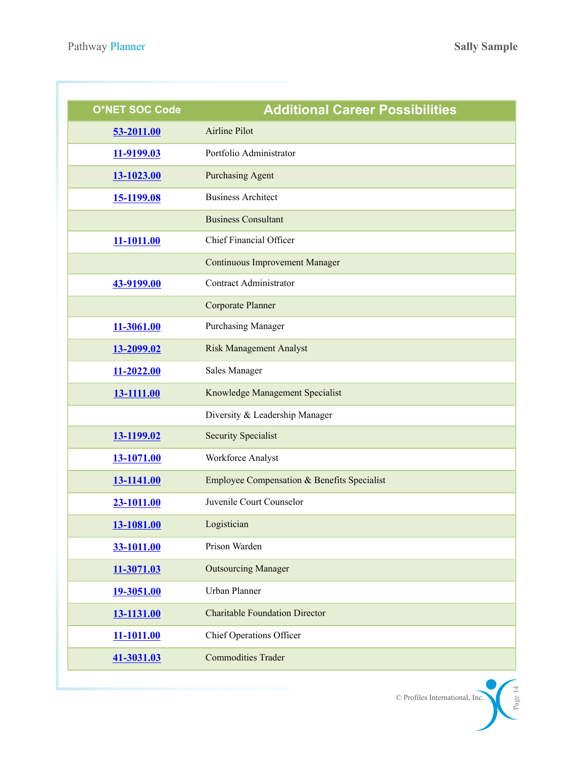| O*NET SOC Code | Additional Career Possibilities |
|---|---|
| 53-2011.00 | Airline Pilot |
| 11-9199.03 | Portfolio Administrator |
| 13-1023.00 | Purchasing Agent |
| 15-1199.08 | Business Architect |
| | Business Consultant |
| 11-1011.00 | Chief Financial Officer |
| | Continuous Improvement Manager |
| 43-9199.00 | Contract Administrator |
| | Corporate Planner |
| 11-3061.00 | Purchasing Manager |
| 13-2099.02 | Risk Management Analyst |
| 11-2022.00 | Sales Manager |
| 13-1111.00 | Knowledge Management Specialist |
| | Diversity & Leadership Manager |
| 13-1199.02 | Security Specialist |
| 13-1071.00 | Workforce Analyst |
| 13-1141.00 | Employee Compensation & Benefits Specialist |
| 23-1011.00 | Juvenile Court Counselor |
| 13-1081.00 | Logistician |
| 33-1011.00 | Prison Warden |
| 11-3071.03 | Outsourcing Manager |
| 19-3051.00 | Urban Planner |
| 13-1131.00 | Charitable Foundation Director |
| 11-1011.00 | Chief Operations Officer |
| 41-3031.03 | Commodities Trader |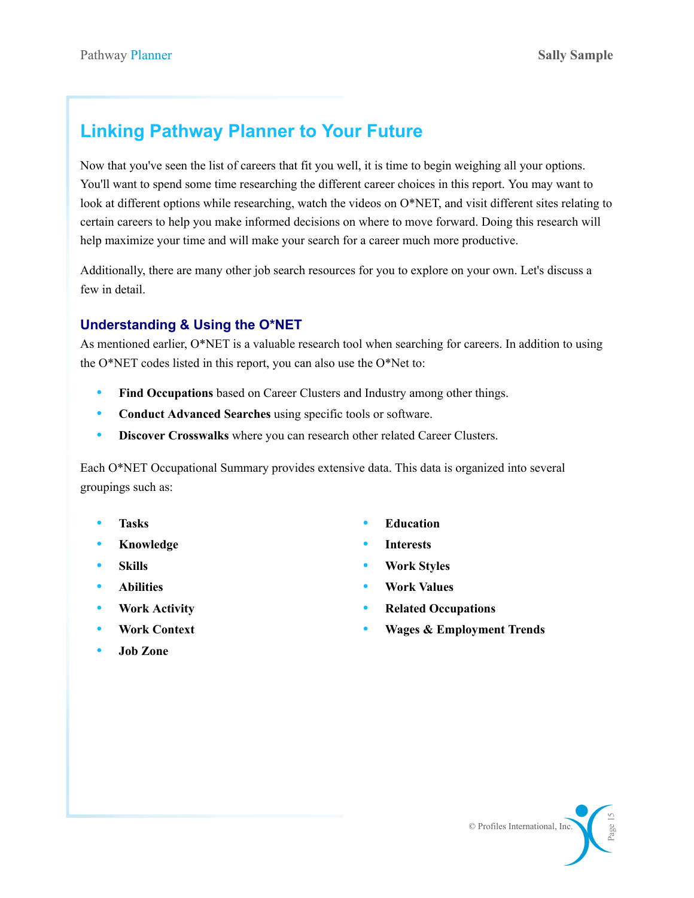## Linking Pathway Planner to Your Future

Now that you've seen the list of careers that fit you well, it is time to begin weighing all your options. You'll want to spend some time researching the different career choices in this report. You may want to look at different options while researching, watch the videos on O*NET, and visit different sites relating to certain careers to help you make informed decisions on where to move forward. Doing this research will help maximize your time and will make your search for a career much more productive.

Additionally, there are many other job search resources for you to explore on your own. Let's discuss a few in detail.

### Understanding & Using the O*NET

As mentioned earlier, O*NET is a valuable research tool when searching for careers. In addition to using the O*NET codes listed in this report, you can also use the O*Net to:

- **Find Occupations** based on Career Clusters and Industry among other things.
- **Conduct Advanced Searches** using specific tools or software.
- **Discover Crosswalks** where you can research other related Career Clusters.

Each O*NET Occupational Summary provides extensive data. This data is organized into several groupings such as:

- **Tasks**
- **Knowledge**
- **Skills**
- **Abilities**
- **Work Activity**
- **Work Context**
- **Job Zone**
- **Education**
- **Interests**
- **Work Styles**
- **Work Values**
- **Related Occupations**
- **Wages & Employment Trends**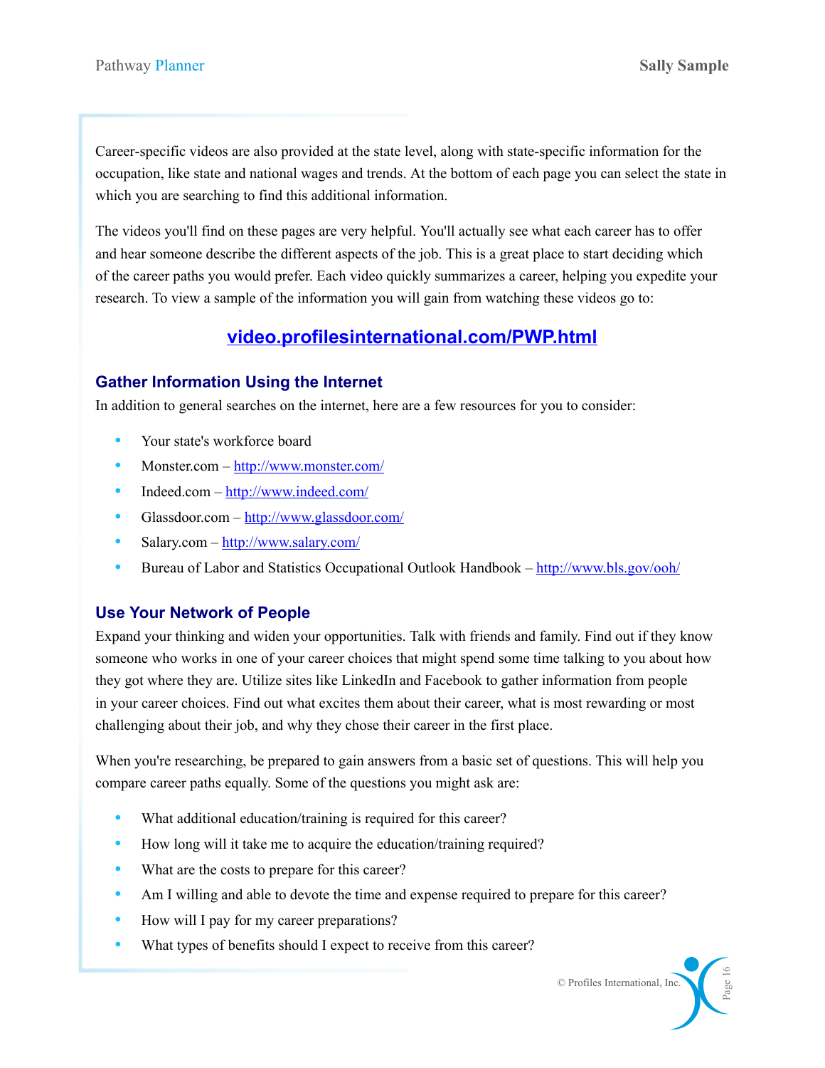Career-specific videos are also provided at the state level, along with state-specific information for the occupation, like state and national wages and trends. At the bottom of each page you can select the state in which you are searching to find this additional information.

The videos you'll find on these pages are very helpful. You'll actually see what each career has to offer and hear someone describe the different aspects of the job. This is a great place to start deciding which of the career paths you would prefer. Each video quickly summarizes a career, helping you expedite your research. To view a sample of the information you will gain from watching these videos go to:

**[video.profilesinternational.com/PWP.html](video.profilesinternational.com/PWP.html)**

## Gather Information Using the Internet

In addition to general searches on the internet, here are a few resources for you to consider:

- Your state's workforce board
- Monster.com – http://www.monster.com/
- Indeed.com – http://www.indeed.com/
- Glassdoor.com – http://www.glassdoor.com/
- Salary.com – http://www.salary.com/
- Bureau of Labor and Statistics Occupational Outlook Handbook – http://www.bls.gov/ooh/

## Use Your Network of People

Expand your thinking and widen your opportunities. Talk with friends and family. Find out if they know someone who works in one of your career choices that might spend some time talking to you about how they got where they are. Utilize sites like LinkedIn and Facebook to gather information from people in your career choices. Find out what excites them about their career, what is most rewarding or most challenging about their job, and why they chose their career in the first place.

When you're researching, be prepared to gain answers from a basic set of questions. This will help you compare career paths equally. Some of the questions you might ask are:

- What additional education/training is required for this career?
- How long will it take me to acquire the education/training required?
- What are the costs to prepare for this career?
- Am I willing and able to devote the time and expense required to prepare for this career?
- How will I pay for my career preparations?
- What types of benefits should I expect to receive from this career?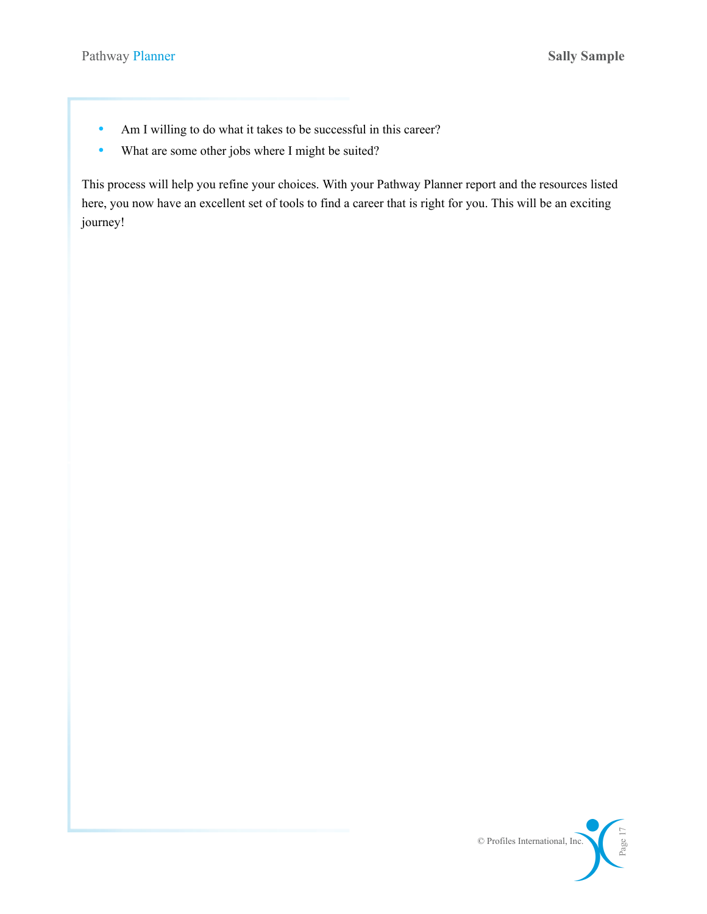- Am I willing to do what it takes to be successful in this career?
- What are some other jobs where I might be suited?

This process will help you refine your choices. With your Pathway Planner report and the resources listed here, you now have an excellent set of tools to find a career that is right for you. This will be an exciting journey!